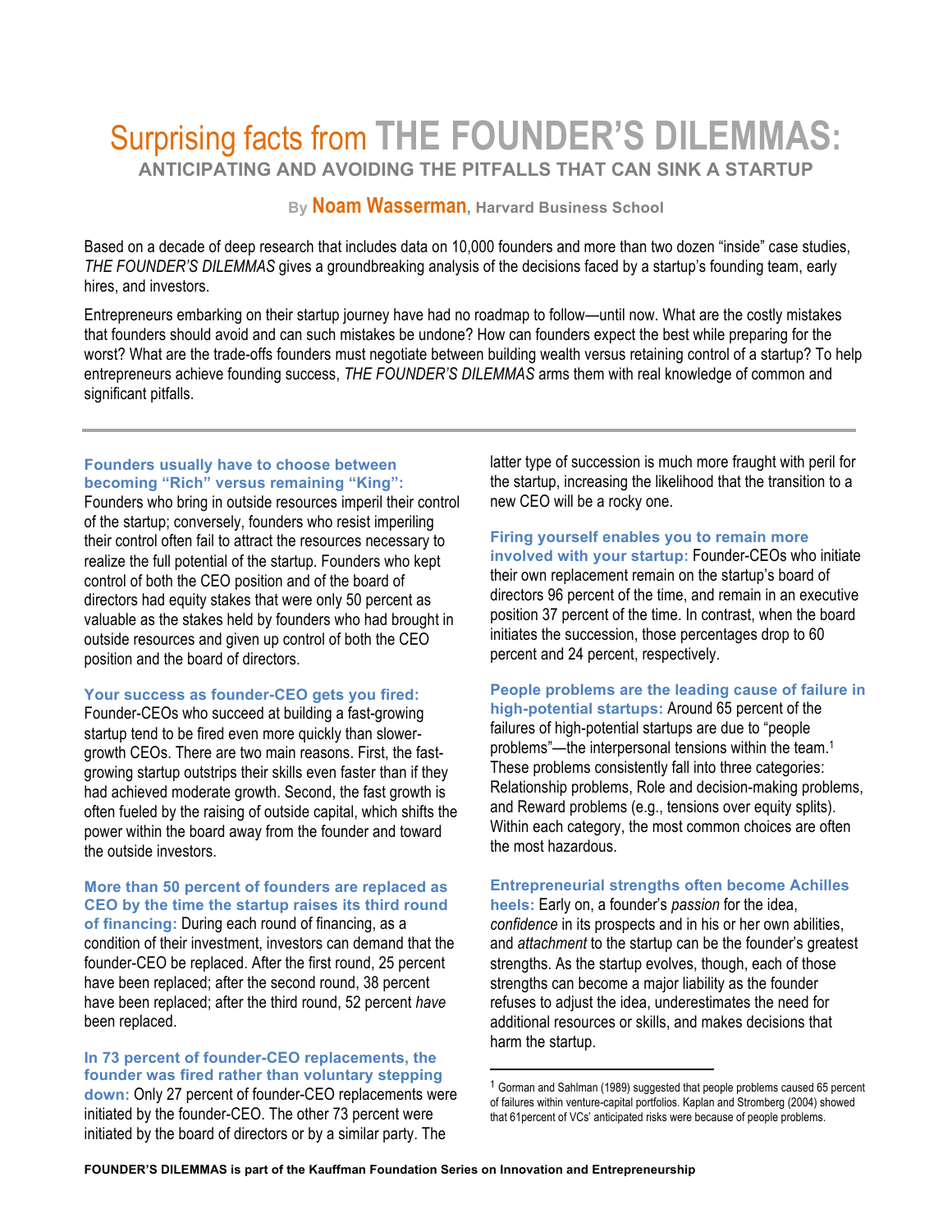# Surprising facts from THE FOUNDER'S DILEMMAS:

## ANTICIPATING AND AVOIDING THE PITFALLS THAT CAN SINK A STARTUP

**By Noam Wasserman, Harvard Business School**

Based on a decade of deep research that includes data on 10,000 founders and more than two dozen "inside" case studies, *THE FOUNDER'S DILEMMAS* gives a groundbreaking analysis of the decisions faced by a startup's founding team, early hires, and investors.

Entrepreneurs embarking on their startup journey have had no roadmap to follow—until now. What are the costly mistakes that founders should avoid and can such mistakes be undone? How can founders expect the best while preparing for the worst? What are the trade-offs founders must negotiate between building wealth versus retaining control of a startup? To help entrepreneurs achieve founding success, *THE FOUNDER'S DILEMMAS* arms them with real knowledge of common and significant pitfalls.

---

**Founders usually have to choose between becoming "Rich" versus remaining "King":** Founders who bring in outside resources imperil their control of the startup; conversely, founders who resist imperiling their control often fail to attract the resources necessary to realize the full potential of the startup. Founders who kept control of both the CEO position and of the board of directors had equity stakes that were only 50 percent as valuable as the stakes held by founders who had brought in outside resources and given up control of both the CEO position and the board of directors.

**Your success as founder-CEO gets you fired:** Founder-CEOs who succeed at building a fast-growing startup tend to be fired even more quickly than slower-growth CEOs. There are two main reasons. First, the fast-growing startup outstrips their skills even faster than if they had achieved moderate growth. Second, the fast growth is often fueled by the raising of outside capital, which shifts the power within the board away from the founder and toward the outside investors.

**More than 50 percent of founders are replaced as CEO by the time the startup raises its third round of financing:** During each round of financing, as a condition of their investment, investors can demand that the founder-CEO be replaced. After the first round, 25 percent have been replaced; after the second round, 38 percent have been replaced; after the third round, 52 percent *have* been replaced.

**In 73 percent of founder-CEO replacements, the founder was fired rather than voluntary stepping down:** Only 27 percent of founder-CEO replacements were initiated by the founder-CEO. The other 73 percent were initiated by the board of directors or by a similar party. The latter type of succession is much more fraught with peril for the startup, increasing the likelihood that the transition to a new CEO will be a rocky one.

**Firing yourself enables you to remain more involved with your startup:** Founder-CEOs who initiate their own replacement remain on the startup's board of directors 96 percent of the time, and remain in an executive position 37 percent of the time. In contrast, when the board initiates the succession, those percentages drop to 60 percent and 24 percent, respectively.

**People problems are the leading cause of failure in high-potential startups:** Around 65 percent of the failures of high-potential startups are due to "people problems"—the interpersonal tensions within the team.[1] These problems consistently fall into three categories: Relationship problems, Role and decision-making problems, and Reward problems (e.g., tensions over equity splits). Within each category, the most common choices are often the most hazardous.

**Entrepreneurial strengths often become Achilles heels:** Early on, a founder's *passion* for the idea, *confidence* in its prospects and in his or her own abilities, and *attachment* to the startup can be the founder's greatest strengths. As the startup evolves, though, each of those strengths can become a major liability as the founder refuses to adjust the idea, underestimates the need for additional resources or skills, and makes decisions that harm the startup.

---

[1] Gorman and Sahlman (1989) suggested that people problems caused 65 percent of failures within venture-capital portfolios. Kaplan and Stromberg (2004) showed that 61percent of VCs' anticipated risks were because of people problems.

**FOUNDER'S DILEMMAS is part of the Kauffman Foundation Series on Innovation and Entrepreneurship**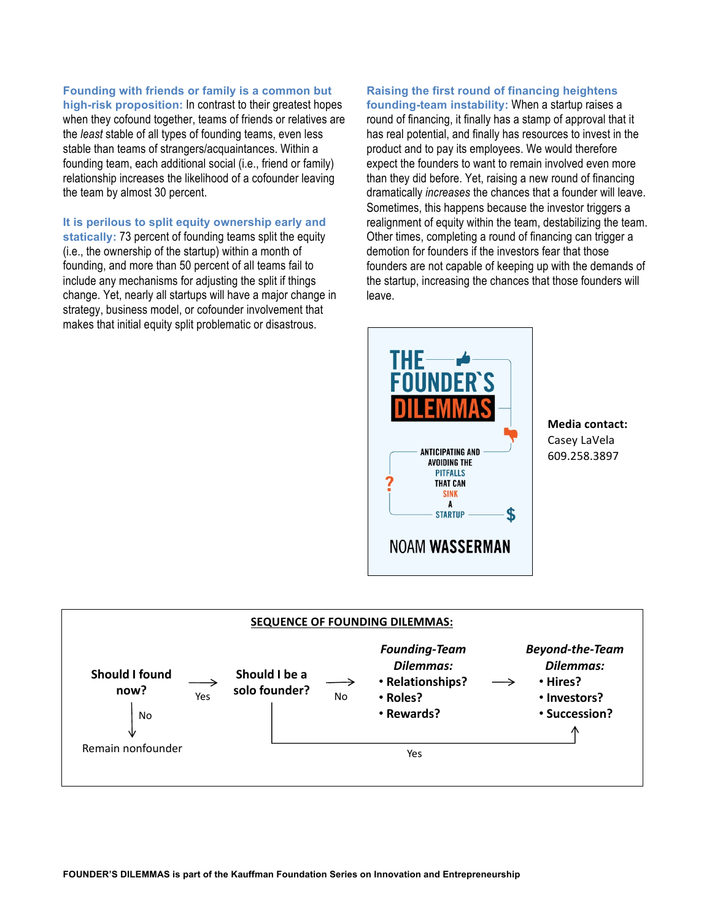**Founding with friends or family is a common but high-risk proposition:** In contrast to their greatest hopes when they cofound together, teams of friends or relatives are the *least* stable of all types of founding teams, even less stable than teams of strangers/acquaintances. Within a founding team, each additional social (i.e., friend or family) relationship increases the likelihood of a cofounder leaving the team by almost 30 percent.

**It is perilous to split equity ownership early and statically:** 73 percent of founding teams split the equity (i.e., the ownership of the startup) within a month of founding, and more than 50 percent of all teams fail to include any mechanisms for adjusting the split if things change. Yet, nearly all startups will have a major change in strategy, business model, or cofounder involvement that makes that initial equity split problematic or disastrous.

**Raising the first round of financing heightens founding-team instability:** When a startup raises a round of financing, it finally has a stamp of approval that it has real potential, and finally has resources to invest in the product and to pay its employees. We would therefore expect the founders to want to remain involved even more than they did before. Yet, raising a new round of financing dramatically *increases* the chances that a founder will leave. Sometimes, this happens because the investor triggers a realignment of equity within the team, destabilizing the team. Other times, completing a round of financing can trigger a demotion for founders if the investors fear that those founders are not capable of keeping up with the demands of the startup, increasing the chances that those founders will leave.

THE FOUNDER'S DILEMMAS

ANTICIPATING AND AVOIDING THE PITFALLS THAT CAN SINK A STARTUP

NOAM WASSERMAN

**Media contact:**
Casey LaVela
609.258.3897

**SEQUENCE OF FOUNDING DILEMMAS:**

**Should I found now?** → Yes → **Should I be a solo founder?** → No → ***Founding-Team Dilemmas:***
- **Relationships?**
- **Roles?**
- **Rewards?**

→ ***Beyond-the-Team Dilemmas:***
- **Hires?**
- **Investors?**
- **Succession?**

Should I found now? → No → Remain nonfounder

Should I be a solo founder? → Yes → Beyond-the-Team Dilemmas

**FOUNDER'S DILEMMAS is part of the Kauffman Foundation Series on Innovation and Entrepreneurship**